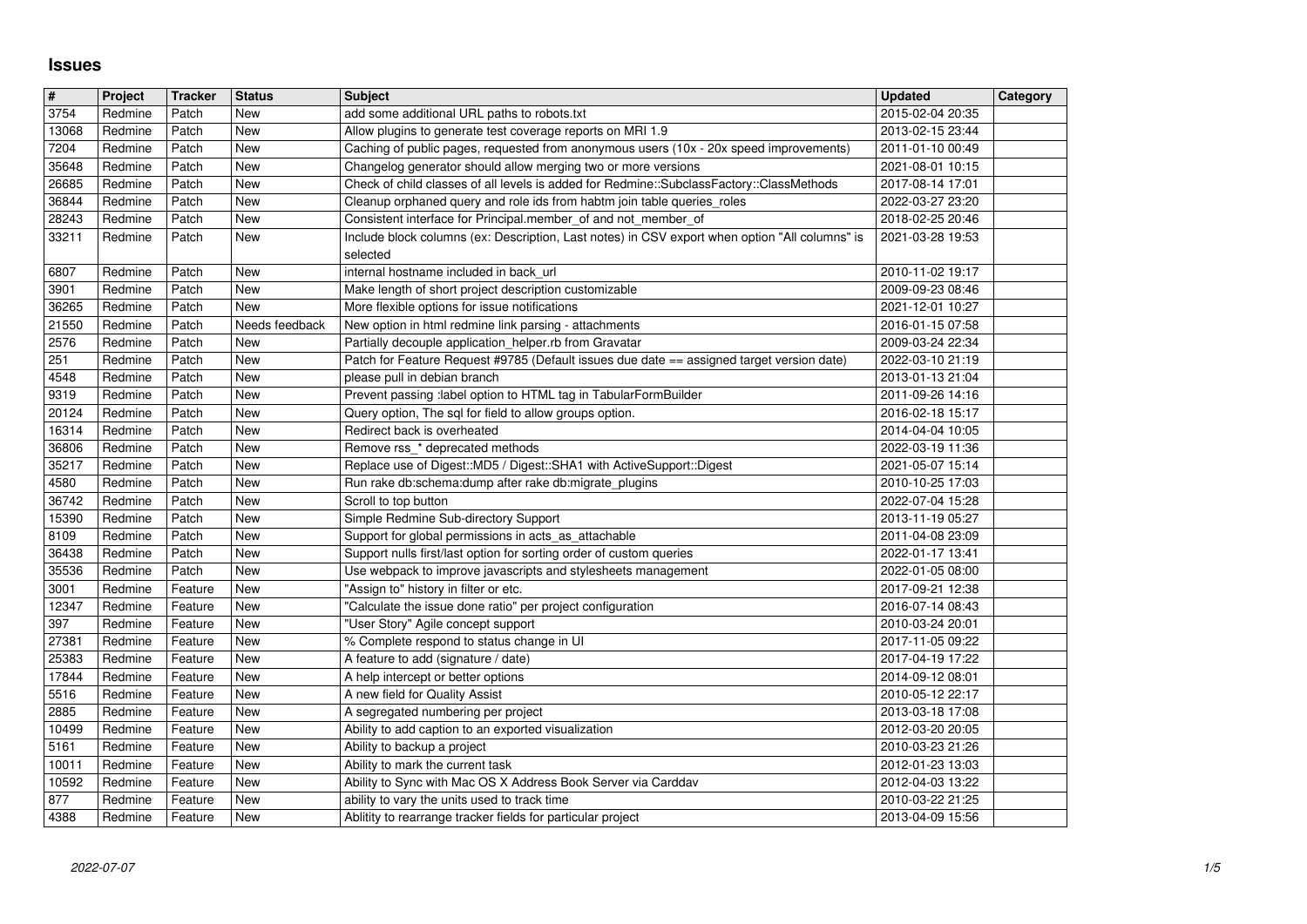# Issues

| # | Project | Tracker | Status | Subject | Updated | Category |
|---|---|---|---|---|---|---|
| 3754 | Redmine | Patch | New | add some additional URL paths to robots.txt | 2015-02-04 20:35 | |
| 13068 | Redmine | Patch | New | Allow plugins to generate test coverage reports on MRI 1.9 | 2013-02-15 23:44 | |
| 7204 | Redmine | Patch | New | Caching of public pages, requested from anonymous users (10x - 20x speed improvements) | 2011-01-10 00:49 | |
| 35648 | Redmine | Patch | New | Changelog generator should allow merging two or more versions | 2021-08-01 10:15 | |
| 26685 | Redmine | Patch | New | Check of child classes of all levels is added for Redmine::SubclassFactory::ClassMethods | 2017-08-14 17:01 | |
| 36844 | Redmine | Patch | New | Cleanup orphaned query and role ids from habtm join table queries_roles | 2022-03-27 23:20 | |
| 28243 | Redmine | Patch | New | Consistent interface for Principal.member_of and not_member_of | 2018-02-25 20:46 | |
| 33211 | Redmine | Patch | New | Include block columns (ex: Description, Last notes) in CSV export when option "All columns" is selected | 2021-03-28 19:53 | |
| 6807 | Redmine | Patch | New | internal hostname included in back_url | 2010-11-02 19:17 | |
| 3901 | Redmine | Patch | New | Make length of short project description customizable | 2009-09-23 08:46 | |
| 36265 | Redmine | Patch | New | More flexible options for issue notifications | 2021-12-01 10:27 | |
| 21550 | Redmine | Patch | Needs feedback | New option in html redmine link parsing - attachments | 2016-01-15 07:58 | |
| 2576 | Redmine | Patch | New | Partially decouple application_helper.rb from Gravatar | 2009-03-24 22:34 | |
| 251 | Redmine | Patch | New | Patch for Feature Request #9785 (Default issues due date == assigned target version date) | 2022-03-10 21:19 | |
| 4548 | Redmine | Patch | New | please pull in debian branch | 2013-01-13 21:04 | |
| 9319 | Redmine | Patch | New | Prevent passing :label option to HTML tag in TabularFormBuilder | 2011-09-26 14:16 | |
| 20124 | Redmine | Patch | New | Query option, The sql for field to allow groups option. | 2016-02-18 15:17 | |
| 16314 | Redmine | Patch | New | Redirect back is overheated | 2014-04-04 10:05 | |
| 36806 | Redmine | Patch | New | Remove rss_* deprecated methods | 2022-03-19 11:36 | |
| 35217 | Redmine | Patch | New | Replace use of Digest::MD5 / Digest::SHA1 with ActiveSupport::Digest | 2021-05-07 15:14 | |
| 4580 | Redmine | Patch | New | Run rake db:schema:dump after rake db:migrate_plugins | 2010-10-25 17:03 | |
| 36742 | Redmine | Patch | New | Scroll to top button | 2022-07-04 15:28 | |
| 15390 | Redmine | Patch | New | Simple Redmine Sub-directory Support | 2013-11-19 05:27 | |
| 8109 | Redmine | Patch | New | Support for global permissions in acts_as_attachable | 2011-04-08 23:09 | |
| 36438 | Redmine | Patch | New | Support nulls first/last option for sorting order of custom queries | 2022-01-17 13:41 | |
| 35536 | Redmine | Patch | New | Use webpack to improve javascripts and stylesheets management | 2022-01-05 08:00 | |
| 3001 | Redmine | Feature | New | "Assign to" history in filter or etc. | 2017-09-21 12:38 | |
| 12347 | Redmine | Feature | New | "Calculate the issue done ratio" per project configuration | 2016-07-14 08:43 | |
| 397 | Redmine | Feature | New | "User Story" Agile concept support | 2010-03-24 20:01 | |
| 27381 | Redmine | Feature | New | % Complete respond to status change in UI | 2017-11-05 09:22 | |
| 25383 | Redmine | Feature | New | A feature to add (signature / date) | 2017-04-19 17:22 | |
| 17844 | Redmine | Feature | New | A help intercept or better options | 2014-09-12 08:01 | |
| 5516 | Redmine | Feature | New | A new field for Quality Assist | 2010-05-12 22:17 | |
| 2885 | Redmine | Feature | New | A segregated numbering per project | 2013-03-18 17:08 | |
| 10499 | Redmine | Feature | New | Ability to add caption to an exported visualization | 2012-03-20 20:05 | |
| 5161 | Redmine | Feature | New | Ability to backup a project | 2010-03-23 21:26 | |
| 10011 | Redmine | Feature | New | Ability to mark the current task | 2012-01-23 13:03 | |
| 10592 | Redmine | Feature | New | Ability to Sync with Mac OS X Address Book Server via Carddav | 2012-04-03 13:22 | |
| 877 | Redmine | Feature | New | ability to vary the units used to track time | 2010-03-22 21:25 | |
| 4388 | Redmine | Feature | New | Ablitity to rearrange tracker fields for particular project | 2013-04-09 15:56 | |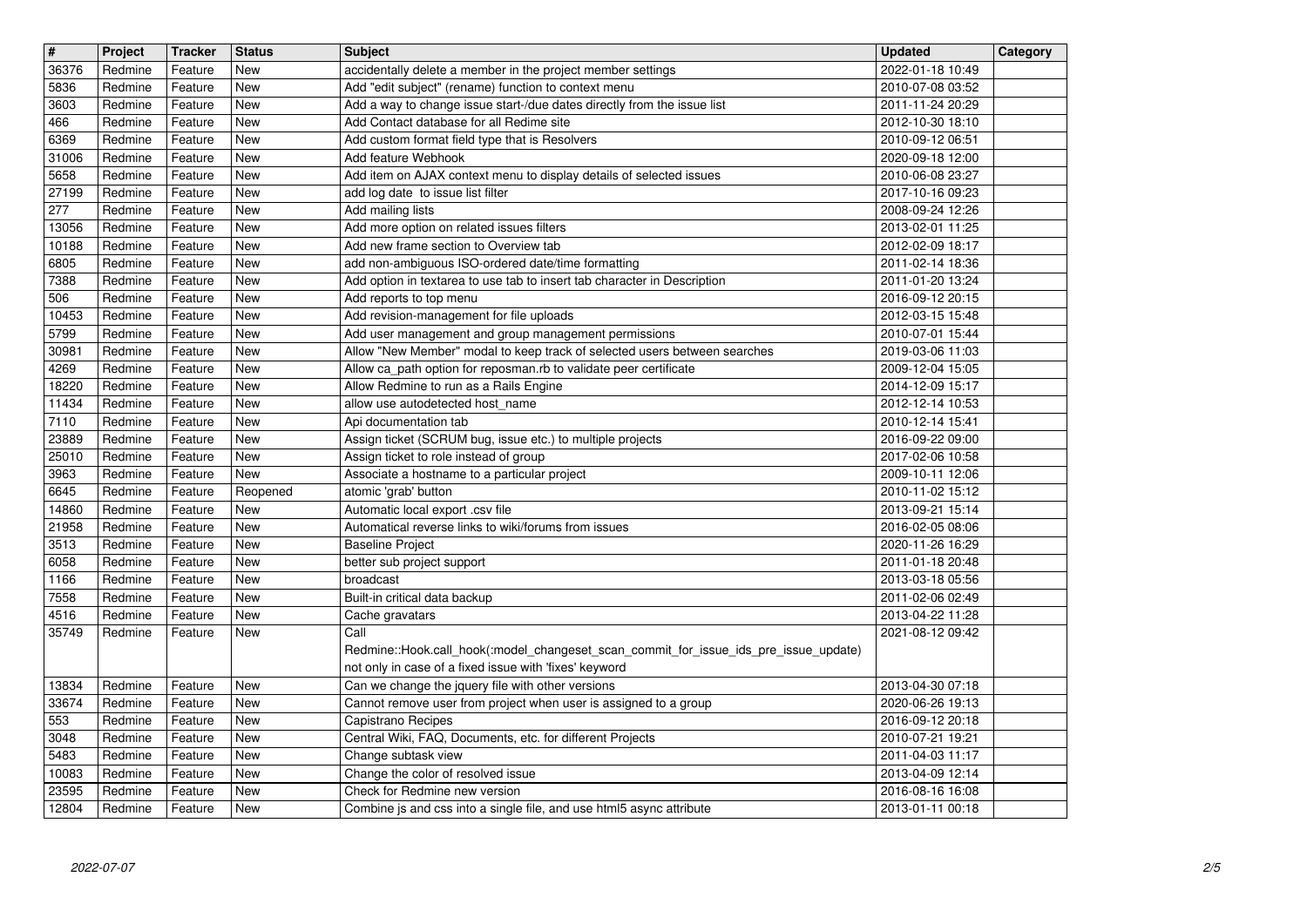| # | Project | Tracker | Status | Subject | Updated | Category |
|---|---|---|---|---|---|---|
| 36376 | Redmine | Feature | New | accidentally delete a member in the project member settings | 2022-01-18 10:49 | |
| 5836 | Redmine | Feature | New | Add "edit subject" (rename) function to context menu | 2010-07-08 03:52 | |
| 3603 | Redmine | Feature | New | Add a way to change issue start-/due dates directly from the issue list | 2011-11-24 20:29 | |
| 466 | Redmine | Feature | New | Add Contact database for all Redime site | 2012-10-30 18:10 | |
| 6369 | Redmine | Feature | New | Add custom format field type that is Resolvers | 2010-09-12 06:51 | |
| 31006 | Redmine | Feature | New | Add feature Webhook | 2020-09-18 12:00 | |
| 5658 | Redmine | Feature | New | Add item on AJAX context menu to display details of selected issues | 2010-06-08 23:27 | |
| 27199 | Redmine | Feature | New | add log date to issue list filter | 2017-10-16 09:23 | |
| 277 | Redmine | Feature | New | Add mailing lists | 2008-09-24 12:26 | |
| 13056 | Redmine | Feature | New | Add more option on related issues filters | 2013-02-01 11:25 | |
| 10188 | Redmine | Feature | New | Add new frame section to Overview tab | 2012-02-09 18:17 | |
| 6805 | Redmine | Feature | New | add non-ambiguous ISO-ordered date/time formatting | 2011-02-14 18:36 | |
| 7388 | Redmine | Feature | New | Add option in textarea to use tab to insert tab character in Description | 2011-01-20 13:24 | |
| 506 | Redmine | Feature | New | Add reports to top menu | 2016-09-12 20:15 | |
| 10453 | Redmine | Feature | New | Add revision-management for file uploads | 2012-03-15 15:48 | |
| 5799 | Redmine | Feature | New | Add user management and group management permissions | 2010-07-01 15:44 | |
| 30981 | Redmine | Feature | New | Allow "New Member" modal to keep track of selected users between searches | 2019-03-06 11:03 | |
| 4269 | Redmine | Feature | New | Allow ca_path option for reposman.rb to validate peer certificate | 2009-12-04 15:05 | |
| 18220 | Redmine | Feature | New | Allow Redmine to run as a Rails Engine | 2014-12-09 15:17 | |
| 11434 | Redmine | Feature | New | allow use autodetected host_name | 2012-12-14 10:53 | |
| 7110 | Redmine | Feature | New | Api documentation tab | 2010-12-14 15:41 | |
| 23889 | Redmine | Feature | New | Assign ticket (SCRUM bug, issue etc.) to multiple projects | 2016-09-22 09:00 | |
| 25010 | Redmine | Feature | New | Assign ticket to role instead of group | 2017-02-06 10:58 | |
| 3963 | Redmine | Feature | New | Associate a hostname to a particular project | 2009-10-11 12:06 | |
| 6645 | Redmine | Feature | Reopened | atomic 'grab' button | 2010-11-02 15:12 | |
| 14860 | Redmine | Feature | New | Automatic local export .csv file | 2013-09-21 15:14 | |
| 21958 | Redmine | Feature | New | Automatical reverse links to wiki/forums from issues | 2016-02-05 08:06 | |
| 3513 | Redmine | Feature | New | Baseline Project | 2020-11-26 16:29 | |
| 6058 | Redmine | Feature | New | better sub project support | 2011-01-18 20:48 | |
| 1166 | Redmine | Feature | New | broadcast | 2013-03-18 05:56 | |
| 7558 | Redmine | Feature | New | Built-in critical data backup | 2011-02-06 02:49 | |
| 4516 | Redmine | Feature | New | Cache gravatars | 2013-04-22 11:28 | |
| 35749 | Redmine | Feature | New | Call Redmine::Hook.call_hook(:model_changeset_scan_commit_for_issue_ids_pre_issue_update) not only in case of a fixed issue with 'fixes' keyword | 2021-08-12 09:42 | |
| 13834 | Redmine | Feature | New | Can we change the jquery file with other versions | 2013-04-30 07:18 | |
| 33674 | Redmine | Feature | New | Cannot remove user from project when user is assigned to a group | 2020-06-26 19:13 | |
| 553 | Redmine | Feature | New | Capistrano Recipes | 2016-09-12 20:18 | |
| 3048 | Redmine | Feature | New | Central Wiki, FAQ, Documents, etc. for different Projects | 2010-07-21 19:21 | |
| 5483 | Redmine | Feature | New | Change subtask view | 2011-04-03 11:17 | |
| 10083 | Redmine | Feature | New | Change the color of resolved issue | 2013-04-09 12:14 | |
| 23595 | Redmine | Feature | New | Check for Redmine new version | 2016-08-16 16:08 | |
| 12804 | Redmine | Feature | New | Combine js and css into a single file, and use html5 async attribute | 2013-01-11 00:18 | |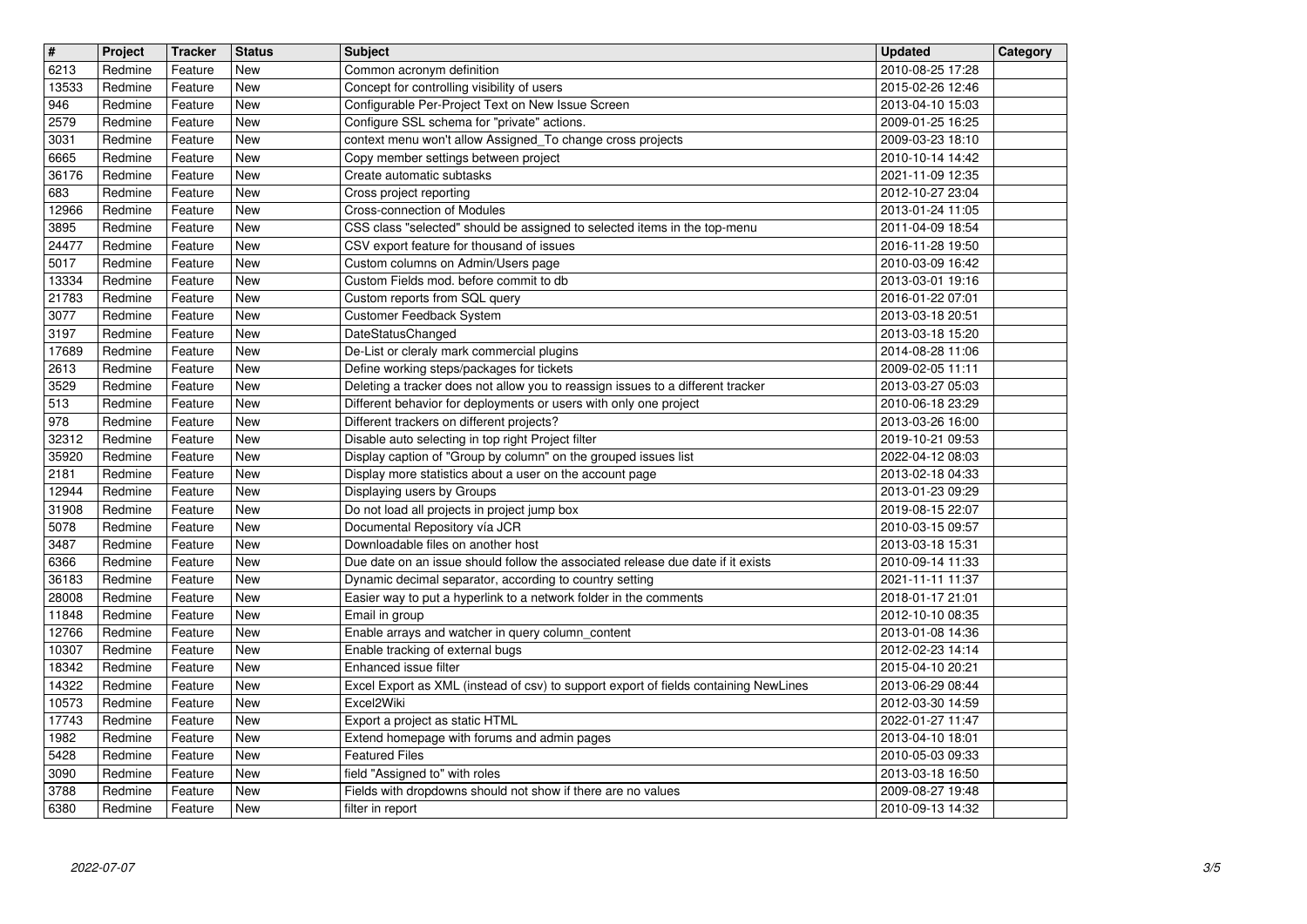| # | Project | Tracker | Status | Subject | Updated | Category |
|---|---|---|---|---|---|---|
| 6213 | Redmine | Feature | New | Common acronym definition | 2010-08-25 17:28 | |
| 13533 | Redmine | Feature | New | Concept for controlling visibility of users | 2015-02-26 12:46 | |
| 946 | Redmine | Feature | New | Configurable Per-Project Text on New Issue Screen | 2013-04-10 15:03 | |
| 2579 | Redmine | Feature | New | Configure SSL schema for "private" actions. | 2009-01-25 16:25 | |
| 3031 | Redmine | Feature | New | context menu won't allow Assigned_To change cross projects | 2009-03-23 18:10 | |
| 6665 | Redmine | Feature | New | Copy member settings between project | 2010-10-14 14:42 | |
| 36176 | Redmine | Feature | New | Create automatic subtasks | 2021-11-09 12:35 | |
| 683 | Redmine | Feature | New | Cross project reporting | 2012-10-27 23:04 | |
| 12966 | Redmine | Feature | New | Cross-connection of Modules | 2013-01-24 11:05 | |
| 3895 | Redmine | Feature | New | CSS class "selected" should be assigned to selected items in the top-menu | 2011-04-09 18:54 | |
| 24477 | Redmine | Feature | New | CSV export feature for thousand of issues | 2016-11-28 19:50 | |
| 5017 | Redmine | Feature | New | Custom columns on Admin/Users page | 2010-03-09 16:42 | |
| 13334 | Redmine | Feature | New | Custom Fields mod. before commit to db | 2013-03-01 19:16 | |
| 21783 | Redmine | Feature | New | Custom reports from SQL query | 2016-01-22 07:01 | |
| 3077 | Redmine | Feature | New | Customer Feedback System | 2013-03-18 20:51 | |
| 3197 | Redmine | Feature | New | DateStatusChanged | 2013-03-18 15:20 | |
| 17689 | Redmine | Feature | New | De-List or cleraly mark commercial plugins | 2014-08-28 11:06 | |
| 2613 | Redmine | Feature | New | Define working steps/packages for tickets | 2009-02-05 11:11 | |
| 3529 | Redmine | Feature | New | Deleting a tracker does not allow you to reassign issues to a different tracker | 2013-03-27 05:03 | |
| 513 | Redmine | Feature | New | Different behavior for deployments or users with only one project | 2010-06-18 23:29 | |
| 978 | Redmine | Feature | New | Different trackers on different projects? | 2013-03-26 16:00 | |
| 32312 | Redmine | Feature | New | Disable auto selecting in top right Project filter | 2019-10-21 09:53 | |
| 35920 | Redmine | Feature | New | Display caption of "Group by column" on the grouped issues list | 2022-04-12 08:03 | |
| 2181 | Redmine | Feature | New | Display more statistics about a user on the account page | 2013-02-18 04:33 | |
| 12944 | Redmine | Feature | New | Displaying users by Groups | 2013-01-23 09:29 | |
| 31908 | Redmine | Feature | New | Do not load all projects in project jump box | 2019-08-15 22:07 | |
| 5078 | Redmine | Feature | New | Documental Repository vía JCR | 2010-03-15 09:57 | |
| 3487 | Redmine | Feature | New | Downloadable files on another host | 2013-03-18 15:31 | |
| 6366 | Redmine | Feature | New | Due date on an issue should follow the associated release due date if it exists | 2010-09-14 11:33 | |
| 36183 | Redmine | Feature | New | Dynamic decimal separator, according to country setting | 2021-11-11 11:37 | |
| 28008 | Redmine | Feature | New | Easier way to put a hyperlink to a network folder in the comments | 2018-01-17 21:01 | |
| 11848 | Redmine | Feature | New | Email in group | 2012-10-10 08:35 | |
| 12766 | Redmine | Feature | New | Enable arrays and watcher in query column_content | 2013-01-08 14:36 | |
| 10307 | Redmine | Feature | New | Enable tracking of external bugs | 2012-02-23 14:14 | |
| 18342 | Redmine | Feature | New | Enhanced issue filter | 2015-04-10 20:21 | |
| 14322 | Redmine | Feature | New | Excel Export as XML (instead of csv) to support export of fields containing NewLines | 2013-06-29 08:44 | |
| 10573 | Redmine | Feature | New | Excel2Wiki | 2012-03-30 14:59 | |
| 17743 | Redmine | Feature | New | Export a project as static HTML | 2022-01-27 11:47 | |
| 1982 | Redmine | Feature | New | Extend homepage with forums and admin pages | 2013-04-10 18:01 | |
| 5428 | Redmine | Feature | New | Featured Files | 2010-05-03 09:33 | |
| 3090 | Redmine | Feature | New | field "Assigned to" with roles | 2013-03-18 16:50 | |
| 3788 | Redmine | Feature | New | Fields with dropdowns should not show if there are no values | 2009-08-27 19:48 | |
| 6380 | Redmine | Feature | New | filter in report | 2010-09-13 14:32 | |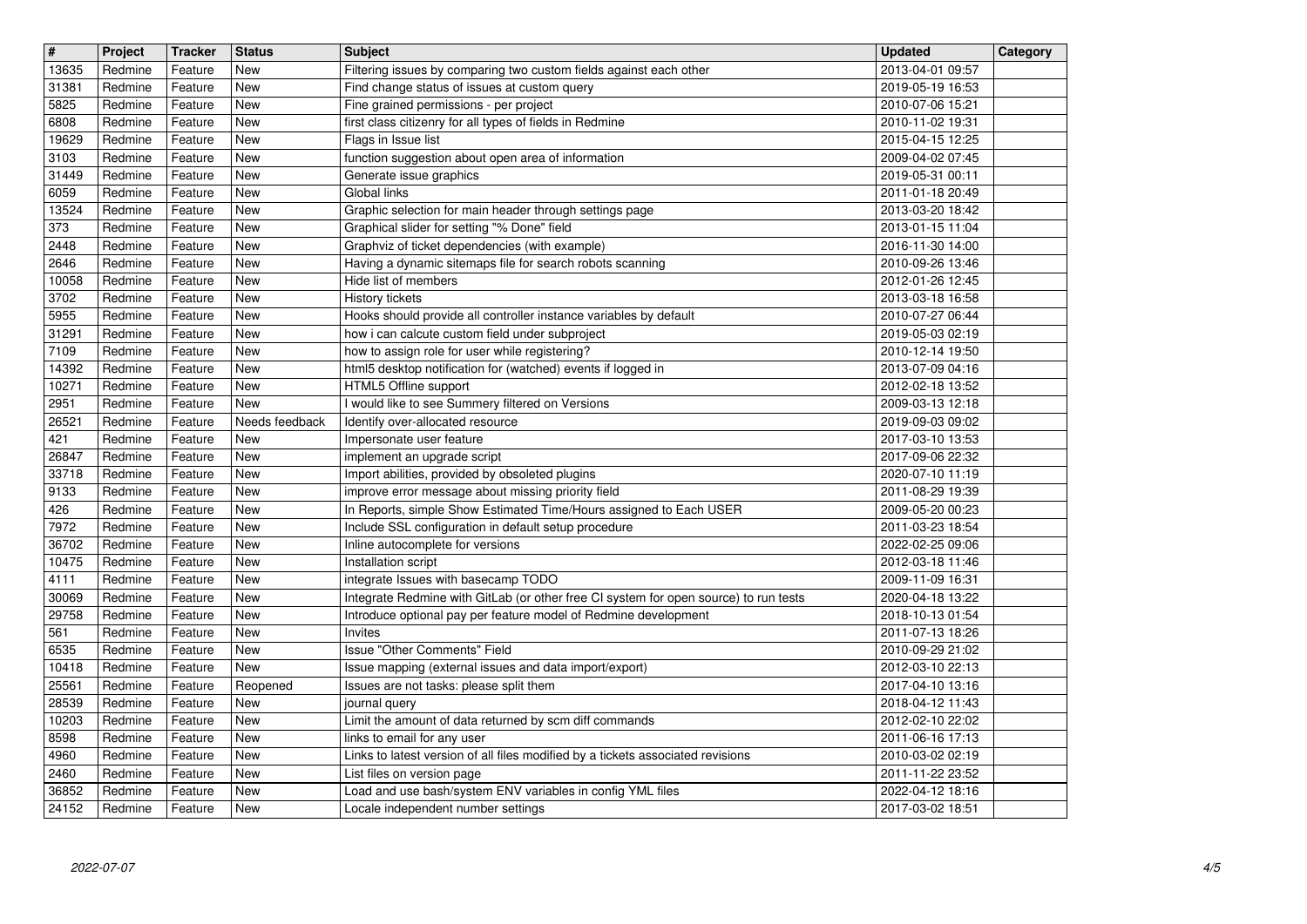| # | Project | Tracker | Status | Subject | Updated | Category |
|---|---|---|---|---|---|---|
| 13635 | Redmine | Feature | New | Filtering issues by comparing two custom fields against each other | 2013-04-01 09:57 | |
| 31381 | Redmine | Feature | New | Find change status of issues at custom query | 2019-05-19 16:53 | |
| 5825 | Redmine | Feature | New | Fine grained permissions - per project | 2010-07-06 15:21 | |
| 6808 | Redmine | Feature | New | first class citizenry for all types of fields in Redmine | 2010-11-02 19:31 | |
| 19629 | Redmine | Feature | New | Flags in Issue list | 2015-04-15 12:25 | |
| 3103 | Redmine | Feature | New | function suggestion about open area of information | 2009-04-02 07:45 | |
| 31449 | Redmine | Feature | New | Generate issue graphics | 2019-05-31 00:11 | |
| 6059 | Redmine | Feature | New | Global links | 2011-01-18 20:49 | |
| 13524 | Redmine | Feature | New | Graphic selection for main header through settings page | 2013-03-20 18:42 | |
| 373 | Redmine | Feature | New | Graphical slider for setting "% Done" field | 2013-01-15 11:04 | |
| 2448 | Redmine | Feature | New | Graphviz of ticket dependencies (with example) | 2016-11-30 14:00 | |
| 2646 | Redmine | Feature | New | Having a dynamic sitemaps file for search robots scanning | 2010-09-26 13:46 | |
| 10058 | Redmine | Feature | New | Hide list of members | 2012-01-26 12:45 | |
| 3702 | Redmine | Feature | New | History tickets | 2013-03-18 16:58 | |
| 5955 | Redmine | Feature | New | Hooks should provide all controller instance variables by default | 2010-07-27 06:44 | |
| 31291 | Redmine | Feature | New | how i can calcute custom field under subproject | 2019-05-03 02:19 | |
| 7109 | Redmine | Feature | New | how to assign role for user while registering? | 2010-12-14 19:50 | |
| 14392 | Redmine | Feature | New | html5 desktop notification for (watched) events if logged in | 2013-07-09 04:16 | |
| 10271 | Redmine | Feature | New | HTML5 Offline support | 2012-02-18 13:52 | |
| 2951 | Redmine | Feature | New | I would like to see Summery filtered on Versions | 2009-03-13 12:18 | |
| 26521 | Redmine | Feature | Needs feedback | Identify over-allocated resource | 2019-09-03 09:02 | |
| 421 | Redmine | Feature | New | Impersonate user feature | 2017-03-10 13:53 | |
| 26847 | Redmine | Feature | New | implement an upgrade script | 2017-09-06 22:32 | |
| 33718 | Redmine | Feature | New | Import abilities, provided by obsoleted plugins | 2020-07-10 11:19 | |
| 9133 | Redmine | Feature | New | improve error message about missing priority field | 2011-08-29 19:39 | |
| 426 | Redmine | Feature | New | In Reports, simple Show Estimated Time/Hours assigned to Each USER | 2009-05-20 00:23 | |
| 7972 | Redmine | Feature | New | Include SSL configuration in default setup procedure | 2011-03-23 18:54 | |
| 36702 | Redmine | Feature | New | Inline autocomplete for versions | 2022-02-25 09:06 | |
| 10475 | Redmine | Feature | New | Installation script | 2012-03-18 11:46 | |
| 4111 | Redmine | Feature | New | integrate Issues with basecamp TODO | 2009-11-09 16:31 | |
| 30069 | Redmine | Feature | New | Integrate Redmine with GitLab (or other free CI system for open source) to run tests | 2020-04-18 13:22 | |
| 29758 | Redmine | Feature | New | Introduce optional pay per feature model of Redmine development | 2018-10-13 01:54 | |
| 561 | Redmine | Feature | New | Invites | 2011-07-13 18:26 | |
| 6535 | Redmine | Feature | New | Issue "Other Comments" Field | 2010-09-29 21:02 | |
| 10418 | Redmine | Feature | New | Issue mapping (external issues and data import/export) | 2012-03-10 22:13 | |
| 25561 | Redmine | Feature | Reopened | Issues are not tasks: please split them | 2017-04-10 13:16 | |
| 28539 | Redmine | Feature | New | journal query | 2018-04-12 11:43 | |
| 10203 | Redmine | Feature | New | Limit the amount of data returned by scm diff commands | 2012-02-10 22:02 | |
| 8598 | Redmine | Feature | New | links to email for any user | 2011-06-16 17:13 | |
| 4960 | Redmine | Feature | New | Links to latest version of all files modified by a tickets associated revisions | 2010-03-02 02:19 | |
| 2460 | Redmine | Feature | New | List files on version page | 2011-11-22 23:52 | |
| 36852 | Redmine | Feature | New | Load and use bash/system ENV variables in config YML files | 2022-04-12 18:16 | |
| 24152 | Redmine | Feature | New | Locale independent number settings | 2017-03-02 18:51 | |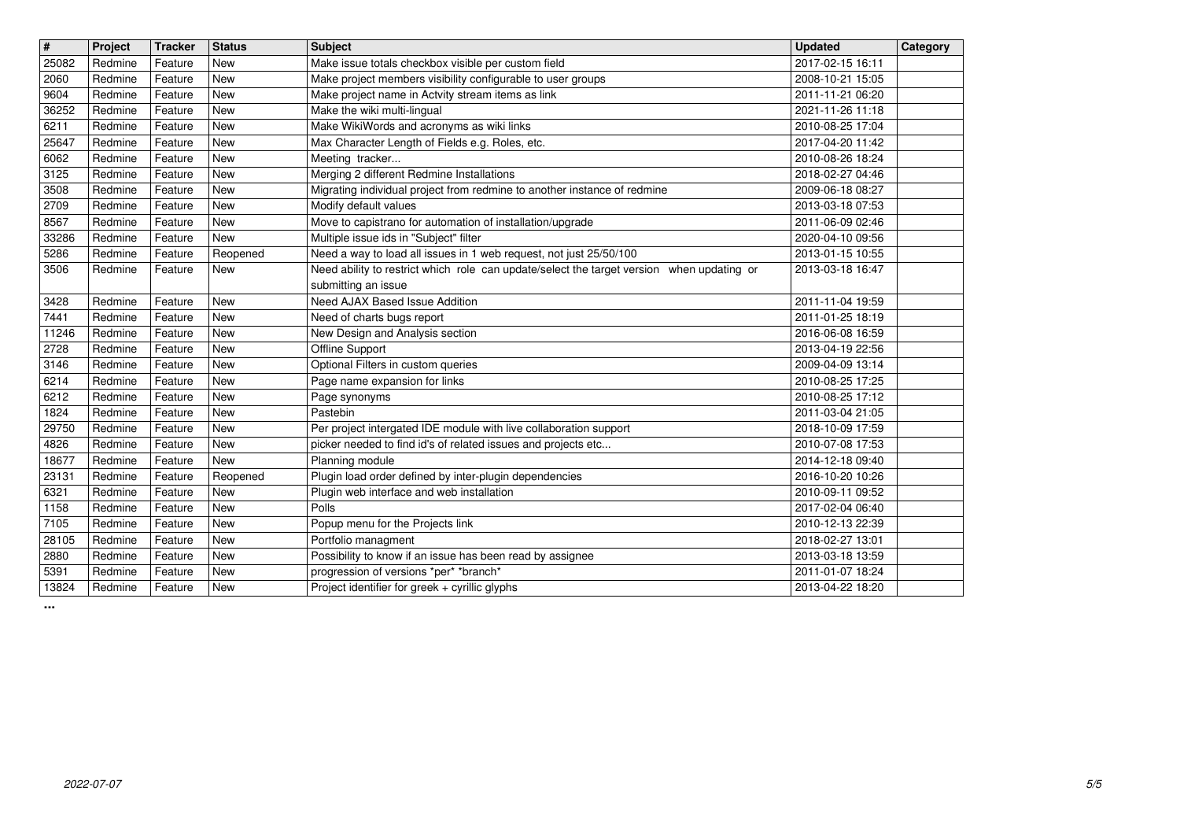| # | Project | Tracker | Status | Subject | Updated | Category |
|---|---|---|---|---|---|---|
| 25082 | Redmine | Feature | New | Make issue totals checkbox visible per custom field | 2017-02-15 16:11 | |
| 2060 | Redmine | Feature | New | Make project members visibility configurable to user groups | 2008-10-21 15:05 | |
| 9604 | Redmine | Feature | New | Make project name in Actvity stream items as link | 2011-11-21 06:20 | |
| 36252 | Redmine | Feature | New | Make the wiki multi-lingual | 2021-11-26 11:18 | |
| 6211 | Redmine | Feature | New | Make WikiWords and acronyms as wiki links | 2010-08-25 17:04 | |
| 25647 | Redmine | Feature | New | Max Character Length of Fields e.g. Roles, etc. | 2017-04-20 11:42 | |
| 6062 | Redmine | Feature | New | Meeting tracker... | 2010-08-26 18:24 | |
| 3125 | Redmine | Feature | New | Merging 2 different Redmine Installations | 2018-02-27 04:46 | |
| 3508 | Redmine | Feature | New | Migrating individual project from redmine to another instance of redmine | 2009-06-18 08:27 | |
| 2709 | Redmine | Feature | New | Modify default values | 2013-03-18 07:53 | |
| 8567 | Redmine | Feature | New | Move to capistrano for automation of installation/upgrade | 2011-06-09 02:46 | |
| 33286 | Redmine | Feature | New | Multiple issue ids in "Subject" filter | 2020-04-10 09:56 | |
| 5286 | Redmine | Feature | Reopened | Need a way to load all issues in 1 web request, not just 25/50/100 | 2013-01-15 10:55 | |
| 3506 | Redmine | Feature | New | Need ability to restrict which role can update/select the target version when updating or submitting an issue | 2013-03-18 16:47 | |
| 3428 | Redmine | Feature | New | Need AJAX Based Issue Addition | 2011-11-04 19:59 | |
| 7441 | Redmine | Feature | New | Need of charts bugs report | 2011-01-25 18:19 | |
| 11246 | Redmine | Feature | New | New Design and Analysis section | 2016-06-08 16:59 | |
| 2728 | Redmine | Feature | New | Offline Support | 2013-04-19 22:56 | |
| 3146 | Redmine | Feature | New | Optional Filters in custom queries | 2009-04-09 13:14 | |
| 6214 | Redmine | Feature | New | Page name expansion for links | 2010-08-25 17:25 | |
| 6212 | Redmine | Feature | New | Page synonyms | 2010-08-25 17:12 | |
| 1824 | Redmine | Feature | New | Pastebin | 2011-03-04 21:05 | |
| 29750 | Redmine | Feature | New | Per project intergated IDE module with live collaboration support | 2018-10-09 17:59 | |
| 4826 | Redmine | Feature | New | picker needed to find id's of related issues and projects etc... | 2010-07-08 17:53 | |
| 18677 | Redmine | Feature | New | Planning module | 2014-12-18 09:40 | |
| 23131 | Redmine | Feature | Reopened | Plugin load order defined by inter-plugin dependencies | 2016-10-20 10:26 | |
| 6321 | Redmine | Feature | New | Plugin web interface and web installation | 2010-09-11 09:52 | |
| 1158 | Redmine | Feature | New | Polls | 2017-02-04 06:40 | |
| 7105 | Redmine | Feature | New | Popup menu for the Projects link | 2010-12-13 22:39 | |
| 28105 | Redmine | Feature | New | Portfolio managment | 2018-02-27 13:01 | |
| 2880 | Redmine | Feature | New | Possibility to know if an issue has been read by assignee | 2013-03-18 13:59 | |
| 5391 | Redmine | Feature | New | progression of versions *per* *branch* | 2011-01-07 18:24 | |
| 13824 | Redmine | Feature | New | Project identifier for greek + cyrillic glyphs | 2013-04-22 18:20 | |

...